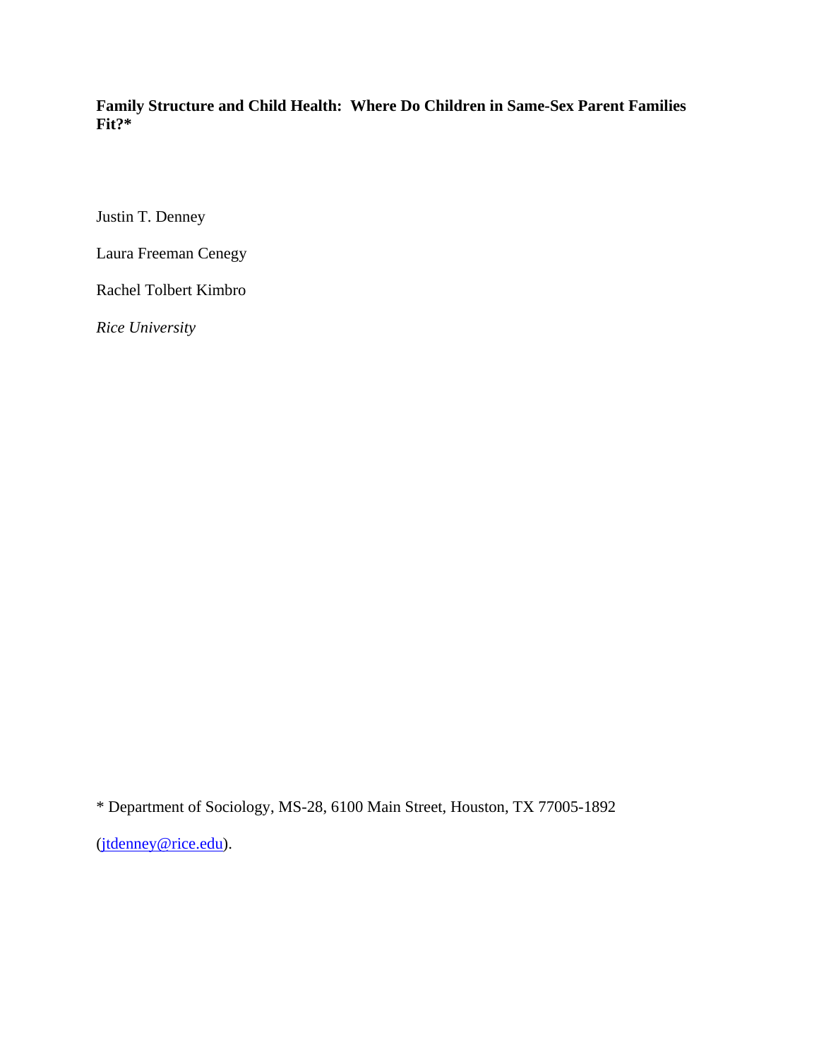**Family Structure and Child Health: Where Do Children in Same-Sex Parent Families Fit?***

Justin T. Denney

Laura Freeman Cenegy

Rachel Tolbert Kimbro

*Rice University*

* Department of Sociology, MS-28, 6100 Main Street, Houston, TX 77005-1892

(jtdenney@rice.edu).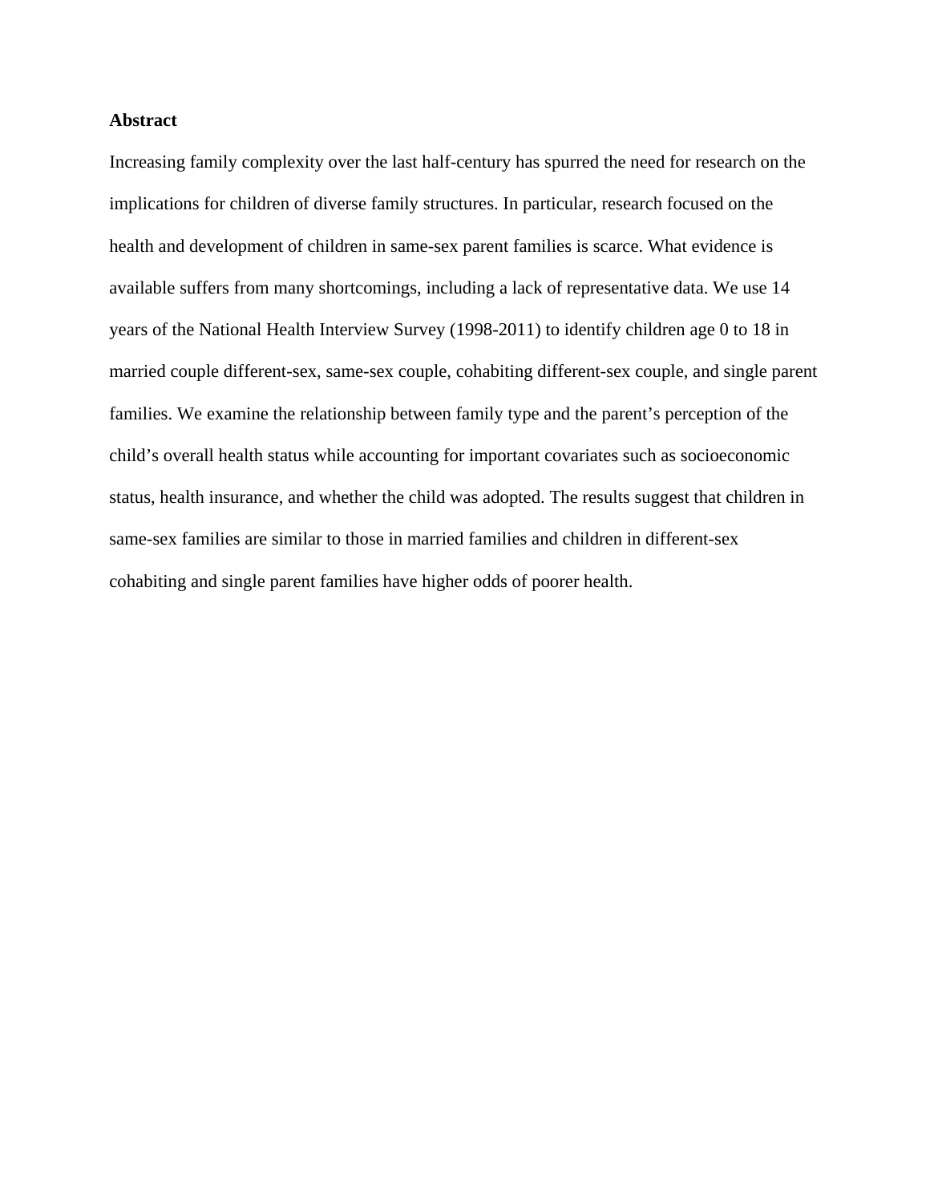**Abstract**

Increasing family complexity over the last half-century has spurred the need for research on the implications for children of diverse family structures. In particular, research focused on the health and development of children in same-sex parent families is scarce. What evidence is available suffers from many shortcomings, including a lack of representative data. We use 14 years of the National Health Interview Survey (1998-2011) to identify children age 0 to 18 in married couple different-sex, same-sex couple, cohabiting different-sex couple, and single parent families. We examine the relationship between family type and the parent's perception of the child's overall health status while accounting for important covariates such as socioeconomic status, health insurance, and whether the child was adopted. The results suggest that children in same-sex families are similar to those in married families and children in different-sex cohabiting and single parent families have higher odds of poorer health.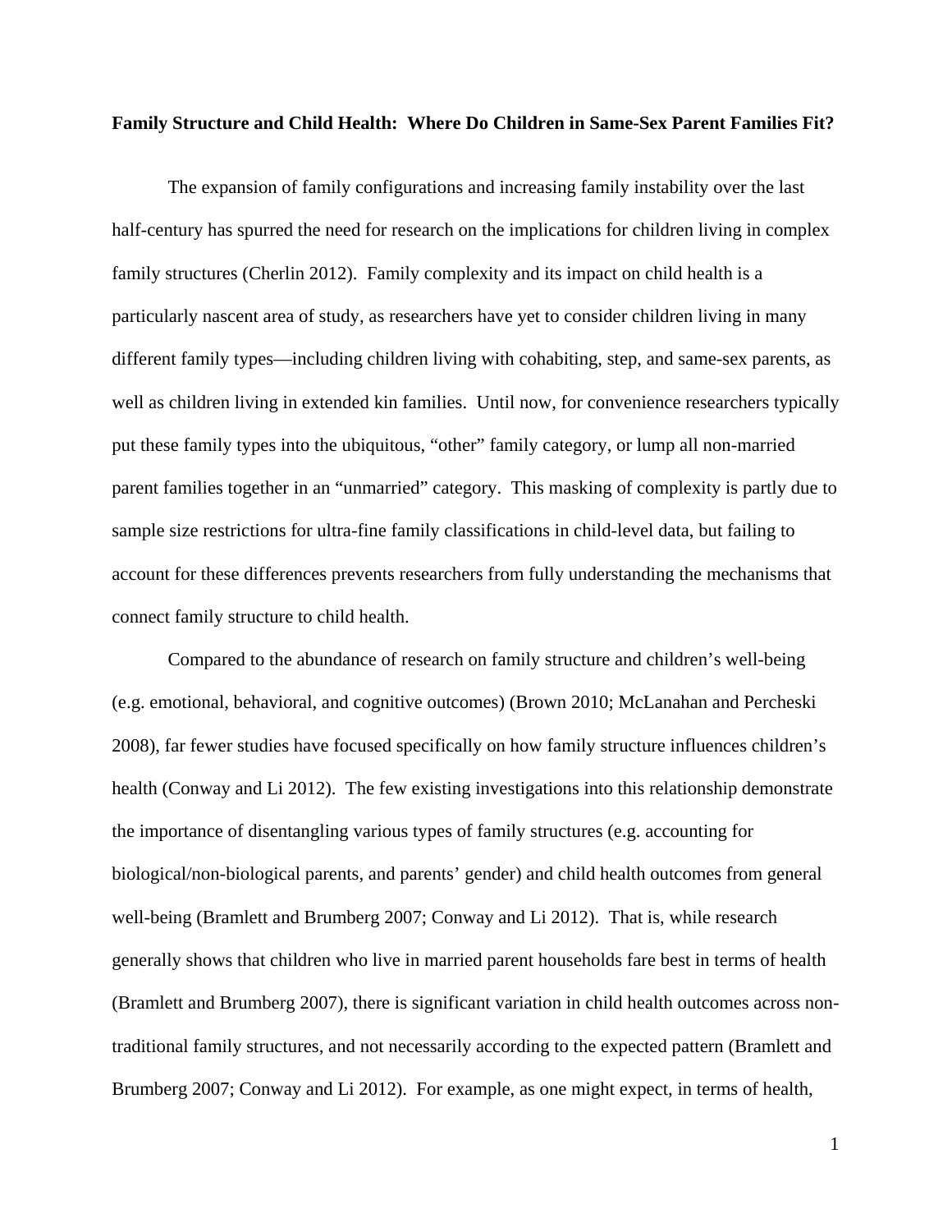**Family Structure and Child Health: Where Do Children in Same-Sex Parent Families Fit?**

The expansion of family configurations and increasing family instability over the last half-century has spurred the need for research on the implications for children living in complex family structures (Cherlin 2012). Family complexity and its impact on child health is a particularly nascent area of study, as researchers have yet to consider children living in many different family types—including children living with cohabiting, step, and same-sex parents, as well as children living in extended kin families. Until now, for convenience researchers typically put these family types into the ubiquitous, "other" family category, or lump all non-married parent families together in an "unmarried" category. This masking of complexity is partly due to sample size restrictions for ultra-fine family classifications in child-level data, but failing to account for these differences prevents researchers from fully understanding the mechanisms that connect family structure to child health.

Compared to the abundance of research on family structure and children's well-being (e.g. emotional, behavioral, and cognitive outcomes) (Brown 2010; McLanahan and Percheski 2008), far fewer studies have focused specifically on how family structure influences children's health (Conway and Li 2012). The few existing investigations into this relationship demonstrate the importance of disentangling various types of family structures (e.g. accounting for biological/non-biological parents, and parents' gender) and child health outcomes from general well-being (Bramlett and Brumberg 2007; Conway and Li 2012). That is, while research generally shows that children who live in married parent households fare best in terms of health (Bramlett and Brumberg 2007), there is significant variation in child health outcomes across non-traditional family structures, and not necessarily according to the expected pattern (Bramlett and Brumberg 2007; Conway and Li 2012). For example, as one might expect, in terms of health,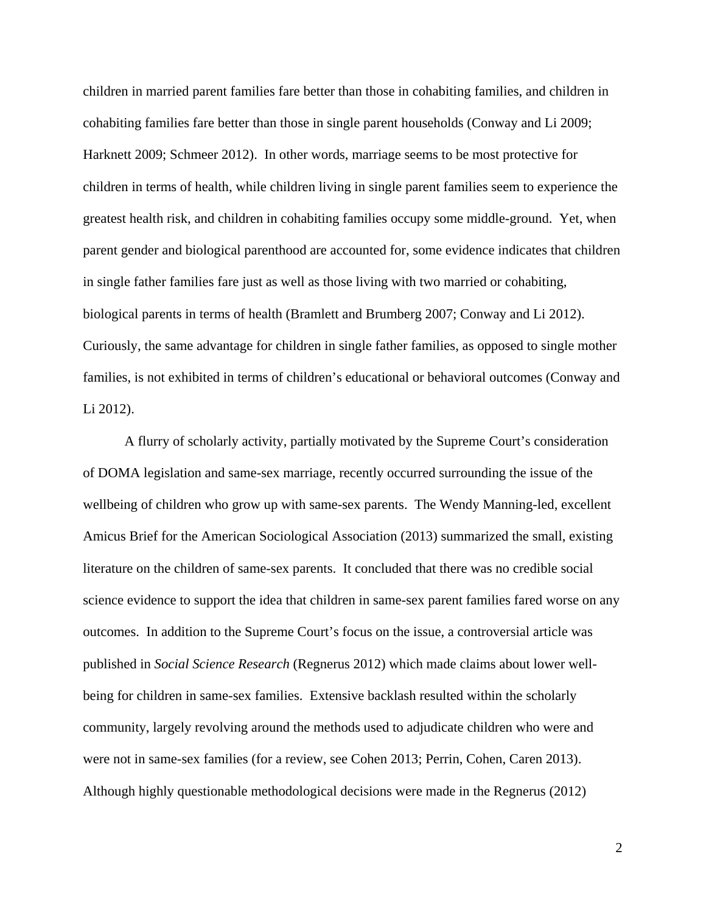children in married parent families fare better than those in cohabiting families, and children in cohabiting families fare better than those in single parent households (Conway and Li 2009; Harknett 2009; Schmeer 2012). In other words, marriage seems to be most protective for children in terms of health, while children living in single parent families seem to experience the greatest health risk, and children in cohabiting families occupy some middle-ground. Yet, when parent gender and biological parenthood are accounted for, some evidence indicates that children in single father families fare just as well as those living with two married or cohabiting, biological parents in terms of health (Bramlett and Brumberg 2007; Conway and Li 2012). Curiously, the same advantage for children in single father families, as opposed to single mother families, is not exhibited in terms of children's educational or behavioral outcomes (Conway and Li 2012).

A flurry of scholarly activity, partially motivated by the Supreme Court's consideration of DOMA legislation and same-sex marriage, recently occurred surrounding the issue of the wellbeing of children who grow up with same-sex parents. The Wendy Manning-led, excellent Amicus Brief for the American Sociological Association (2013) summarized the small, existing literature on the children of same-sex parents. It concluded that there was no credible social science evidence to support the idea that children in same-sex parent families fared worse on any outcomes. In addition to the Supreme Court's focus on the issue, a controversial article was published in *Social Science Research* (Regnerus 2012) which made claims about lower well-being for children in same-sex families. Extensive backlash resulted within the scholarly community, largely revolving around the methods used to adjudicate children who were and were not in same-sex families (for a review, see Cohen 2013; Perrin, Cohen, Caren 2013). Although highly questionable methodological decisions were made in the Regnerus (2012)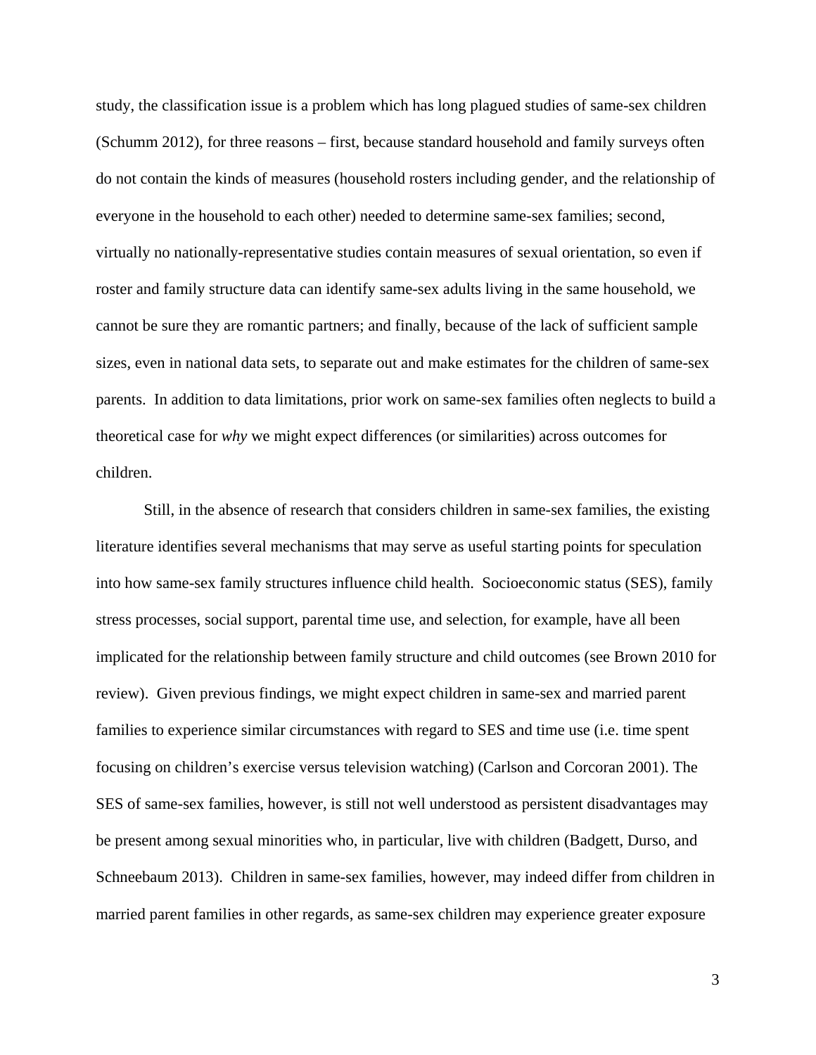study, the classification issue is a problem which has long plagued studies of same-sex children (Schumm 2012), for three reasons – first, because standard household and family surveys often do not contain the kinds of measures (household rosters including gender, and the relationship of everyone in the household to each other) needed to determine same-sex families; second, virtually no nationally-representative studies contain measures of sexual orientation, so even if roster and family structure data can identify same-sex adults living in the same household, we cannot be sure they are romantic partners; and finally, because of the lack of sufficient sample sizes, even in national data sets, to separate out and make estimates for the children of same-sex parents. In addition to data limitations, prior work on same-sex families often neglects to build a theoretical case for *why* we might expect differences (or similarities) across outcomes for children.

Still, in the absence of research that considers children in same-sex families, the existing literature identifies several mechanisms that may serve as useful starting points for speculation into how same-sex family structures influence child health. Socioeconomic status (SES), family stress processes, social support, parental time use, and selection, for example, have all been implicated for the relationship between family structure and child outcomes (see Brown 2010 for review). Given previous findings, we might expect children in same-sex and married parent families to experience similar circumstances with regard to SES and time use (i.e. time spent focusing on children's exercise versus television watching) (Carlson and Corcoran 2001). The SES of same-sex families, however, is still not well understood as persistent disadvantages may be present among sexual minorities who, in particular, live with children (Badgett, Durso, and Schneebaum 2013). Children in same-sex families, however, may indeed differ from children in married parent families in other regards, as same-sex children may experience greater exposure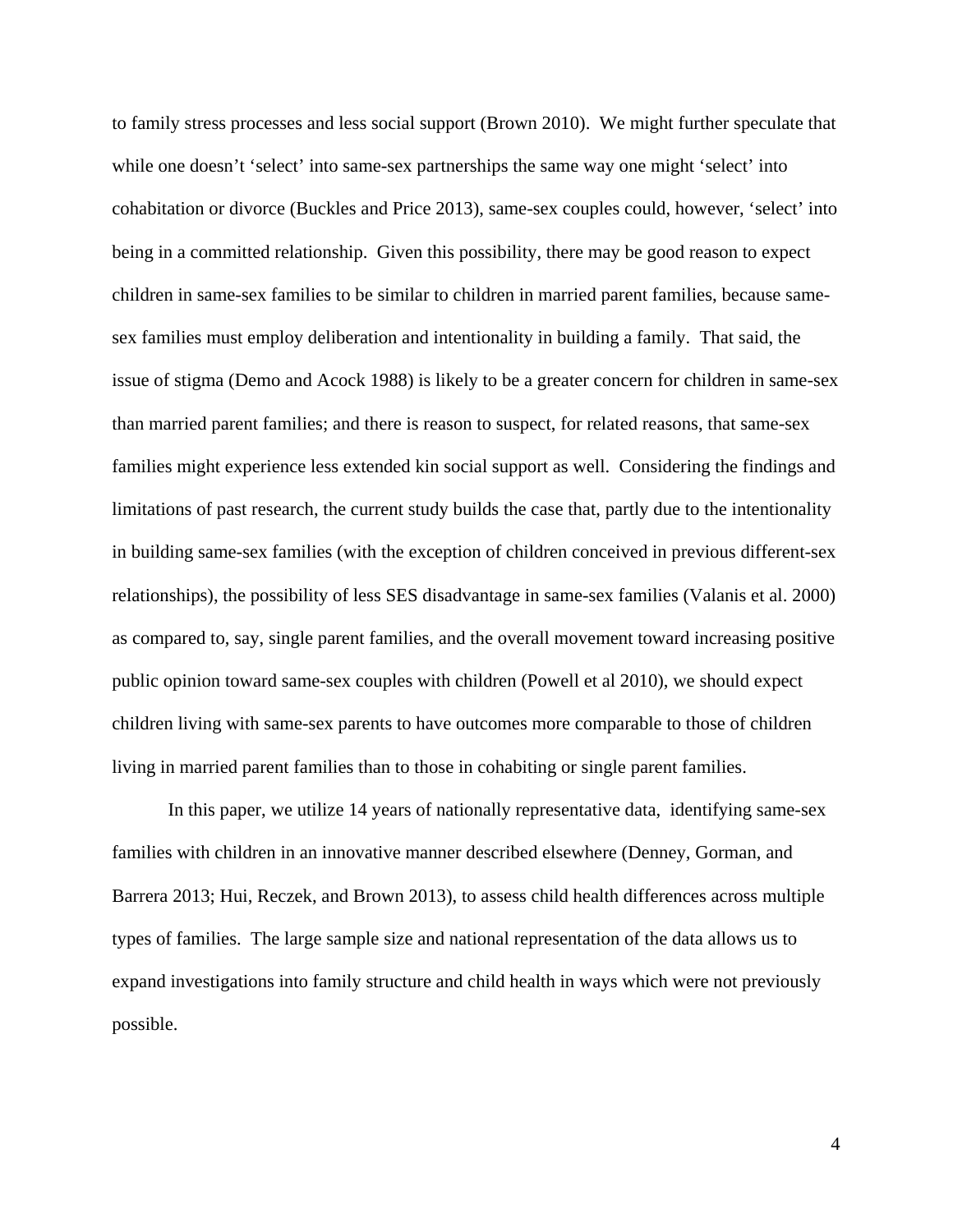to family stress processes and less social support (Brown 2010). We might further speculate that while one doesn't 'select' into same-sex partnerships the same way one might 'select' into cohabitation or divorce (Buckles and Price 2013), same-sex couples could, however, 'select' into being in a committed relationship. Given this possibility, there may be good reason to expect children in same-sex families to be similar to children in married parent families, because same-sex families must employ deliberation and intentionality in building a family. That said, the issue of stigma (Demo and Acock 1988) is likely to be a greater concern for children in same-sex than married parent families; and there is reason to suspect, for related reasons, that same-sex families might experience less extended kin social support as well. Considering the findings and limitations of past research, the current study builds the case that, partly due to the intentionality in building same-sex families (with the exception of children conceived in previous different-sex relationships), the possibility of less SES disadvantage in same-sex families (Valanis et al. 2000) as compared to, say, single parent families, and the overall movement toward increasing positive public opinion toward same-sex couples with children (Powell et al 2010), we should expect children living with same-sex parents to have outcomes more comparable to those of children living in married parent families than to those in cohabiting or single parent families.

In this paper, we utilize 14 years of nationally representative data, identifying same-sex families with children in an innovative manner described elsewhere (Denney, Gorman, and Barrera 2013; Hui, Reczek, and Brown 2013), to assess child health differences across multiple types of families. The large sample size and national representation of the data allows us to expand investigations into family structure and child health in ways which were not previously possible.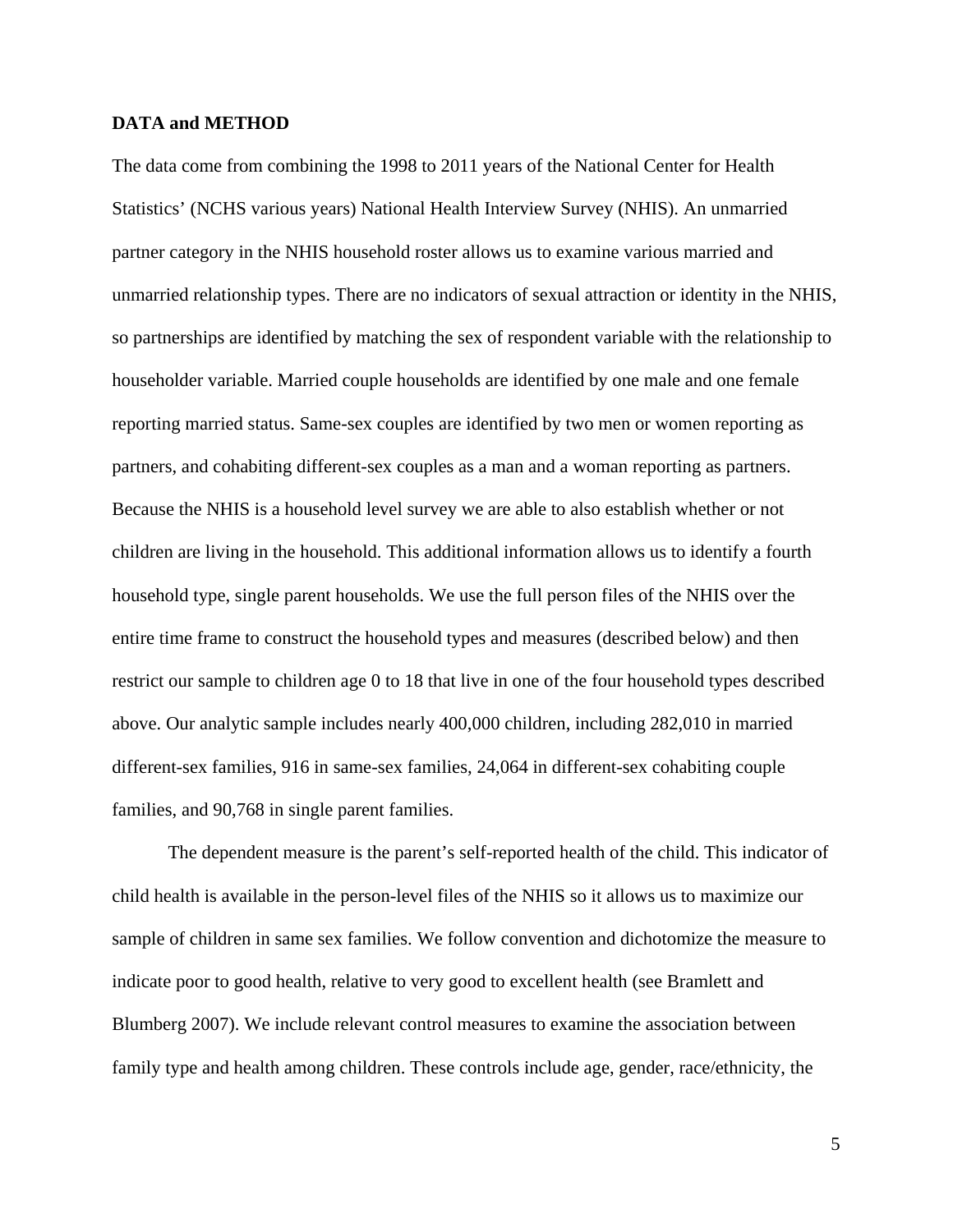## DATA and METHOD

The data come from combining the 1998 to 2011 years of the National Center for Health Statistics' (NCHS various years) National Health Interview Survey (NHIS). An unmarried partner category in the NHIS household roster allows us to examine various married and unmarried relationship types. There are no indicators of sexual attraction or identity in the NHIS, so partnerships are identified by matching the sex of respondent variable with the relationship to householder variable. Married couple households are identified by one male and one female reporting married status. Same-sex couples are identified by two men or women reporting as partners, and cohabiting different-sex couples as a man and a woman reporting as partners. Because the NHIS is a household level survey we are able to also establish whether or not children are living in the household. This additional information allows us to identify a fourth household type, single parent households. We use the full person files of the NHIS over the entire time frame to construct the household types and measures (described below) and then restrict our sample to children age 0 to 18 that live in one of the four household types described above. Our analytic sample includes nearly 400,000 children, including 282,010 in married different-sex families, 916 in same-sex families, 24,064 in different-sex cohabiting couple families, and 90,768 in single parent families.

The dependent measure is the parent's self-reported health of the child. This indicator of child health is available in the person-level files of the NHIS so it allows us to maximize our sample of children in same sex families. We follow convention and dichotomize the measure to indicate poor to good health, relative to very good to excellent health (see Bramlett and Blumberg 2007). We include relevant control measures to examine the association between family type and health among children. These controls include age, gender, race/ethnicity, the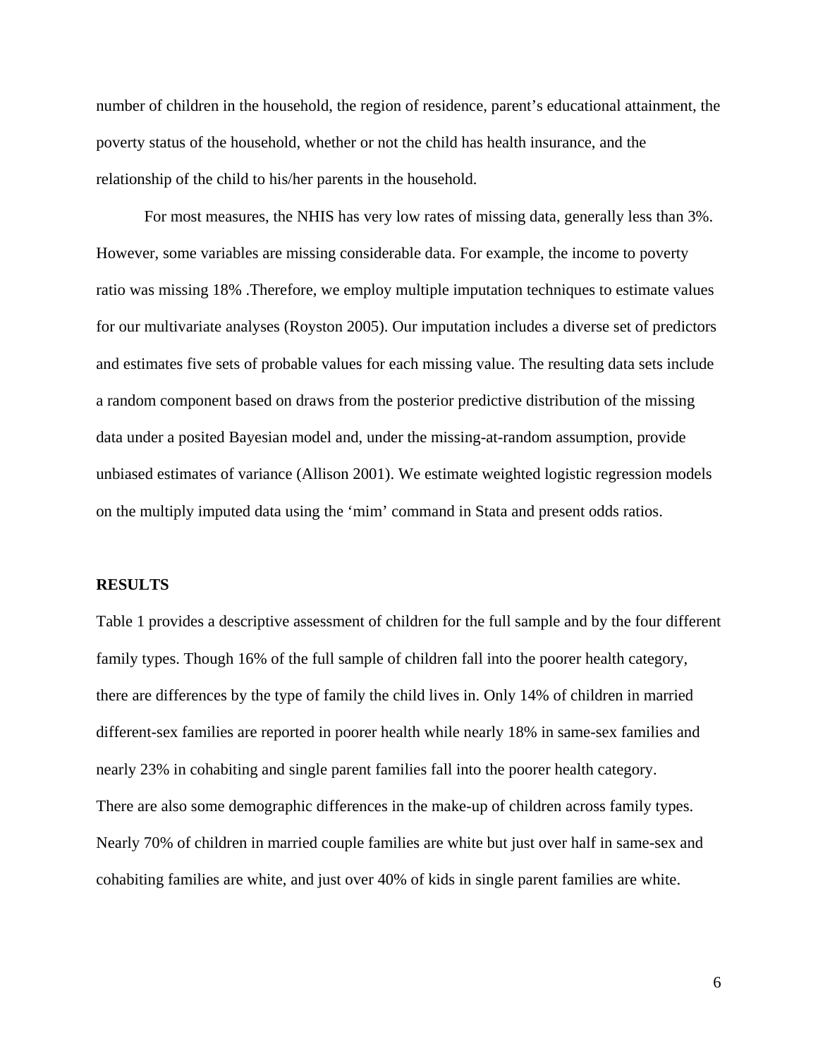number of children in the household, the region of residence, parent's educational attainment, the poverty status of the household, whether or not the child has health insurance, and the relationship of the child to his/her parents in the household.

For most measures, the NHIS has very low rates of missing data, generally less than 3%. However, some variables are missing considerable data. For example, the income to poverty ratio was missing 18% .Therefore, we employ multiple imputation techniques to estimate values for our multivariate analyses (Royston 2005). Our imputation includes a diverse set of predictors and estimates five sets of probable values for each missing value. The resulting data sets include a random component based on draws from the posterior predictive distribution of the missing data under a posited Bayesian model and, under the missing-at-random assumption, provide unbiased estimates of variance (Allison 2001). We estimate weighted logistic regression models on the multiply imputed data using the 'mim' command in Stata and present odds ratios.

## RESULTS

Table 1 provides a descriptive assessment of children for the full sample and by the four different family types. Though 16% of the full sample of children fall into the poorer health category, there are differences by the type of family the child lives in. Only 14% of children in married different-sex families are reported in poorer health while nearly 18% in same-sex families and nearly 23% in cohabiting and single parent families fall into the poorer health category.

There are also some demographic differences in the make-up of children across family types. Nearly 70% of children in married couple families are white but just over half in same-sex and cohabiting families are white, and just over 40% of kids in single parent families are white.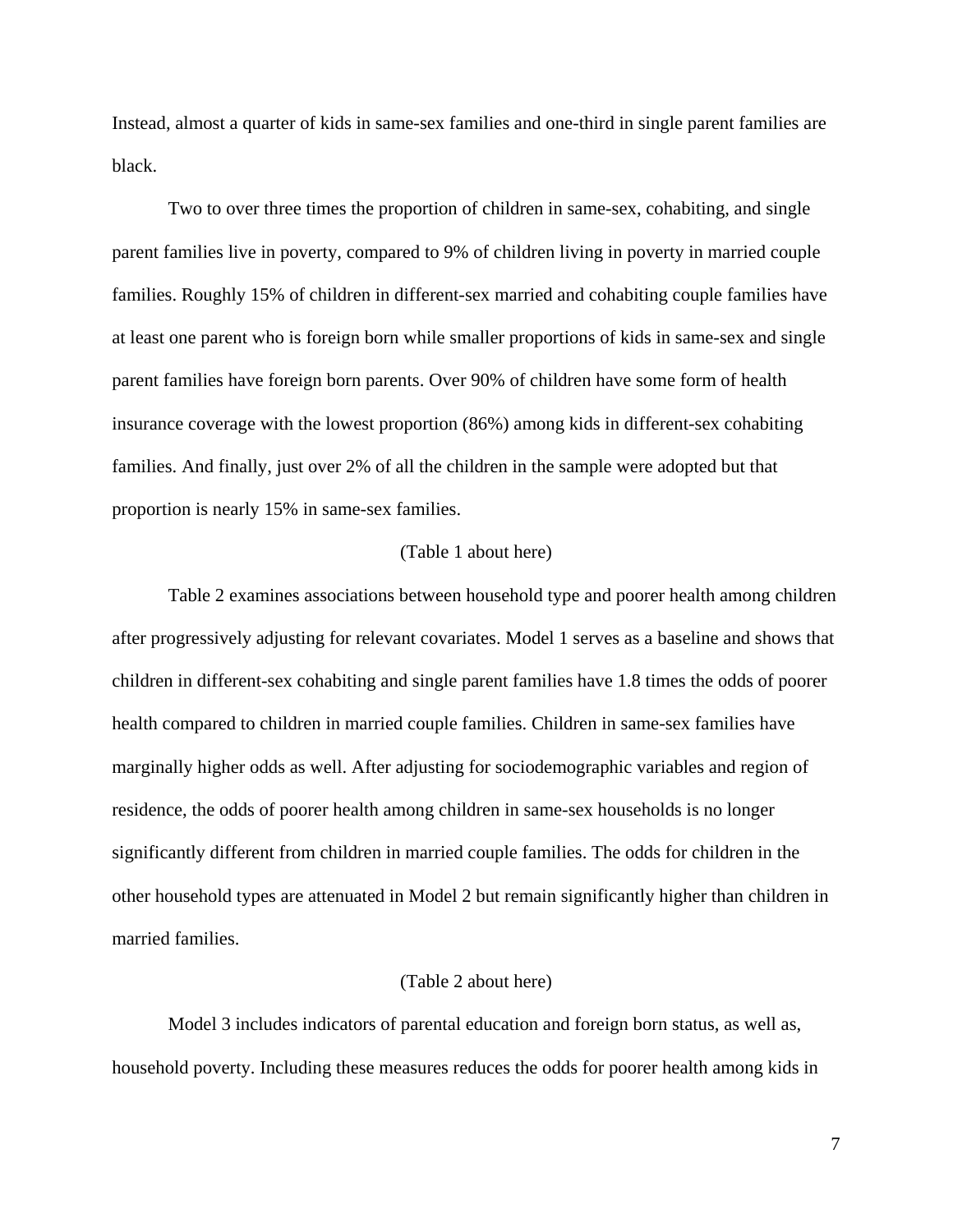Instead, almost a quarter of kids in same-sex families and one-third in single parent families are black.

Two to over three times the proportion of children in same-sex, cohabiting, and single parent families live in poverty, compared to 9% of children living in poverty in married couple families. Roughly 15% of children in different-sex married and cohabiting couple families have at least one parent who is foreign born while smaller proportions of kids in same-sex and single parent families have foreign born parents. Over 90% of children have some form of health insurance coverage with the lowest proportion (86%) among kids in different-sex cohabiting families. And finally, just over 2% of all the children in the sample were adopted but that proportion is nearly 15% in same-sex families.

(Table 1 about here)

Table 2 examines associations between household type and poorer health among children after progressively adjusting for relevant covariates. Model 1 serves as a baseline and shows that children in different-sex cohabiting and single parent families have 1.8 times the odds of poorer health compared to children in married couple families. Children in same-sex families have marginally higher odds as well. After adjusting for sociodemographic variables and region of residence, the odds of poorer health among children in same-sex households is no longer significantly different from children in married couple families. The odds for children in the other household types are attenuated in Model 2 but remain significantly higher than children in married families.

(Table 2 about here)

Model 3 includes indicators of parental education and foreign born status, as well as, household poverty. Including these measures reduces the odds for poorer health among kids in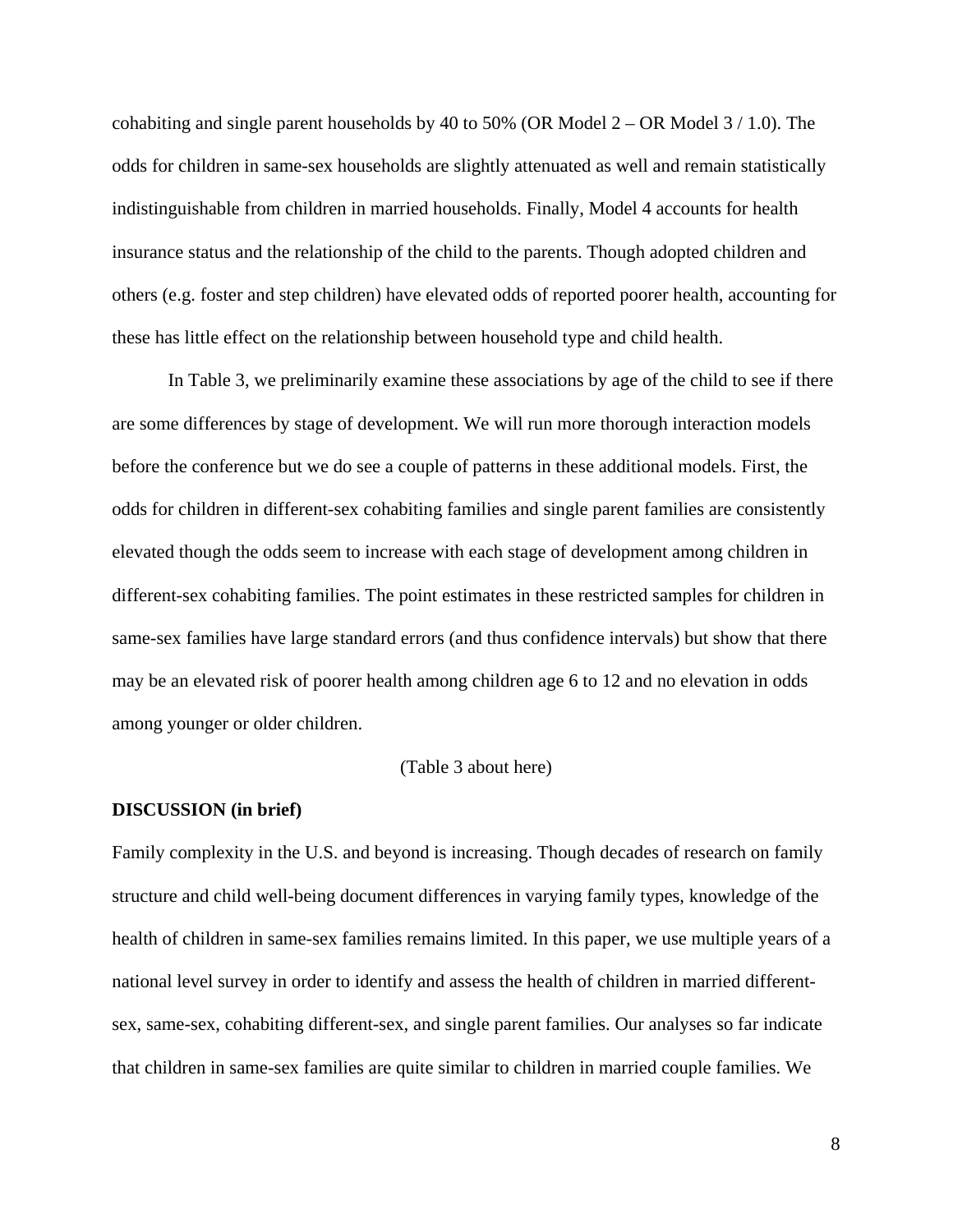cohabiting and single parent households by 40 to 50% (OR Model 2 – OR Model 3 / 1.0). The odds for children in same-sex households are slightly attenuated as well and remain statistically indistinguishable from children in married households. Finally, Model 4 accounts for health insurance status and the relationship of the child to the parents. Though adopted children and others (e.g. foster and step children) have elevated odds of reported poorer health, accounting for these has little effect on the relationship between household type and child health.

In Table 3, we preliminarily examine these associations by age of the child to see if there are some differences by stage of development. We will run more thorough interaction models before the conference but we do see a couple of patterns in these additional models. First, the odds for children in different-sex cohabiting families and single parent families are consistently elevated though the odds seem to increase with each stage of development among children in different-sex cohabiting families. The point estimates in these restricted samples for children in same-sex families have large standard errors (and thus confidence intervals) but show that there may be an elevated risk of poorer health among children age 6 to 12 and no elevation in odds among younger or older children.

(Table 3 about here)

**DISCUSSION (in brief)**

Family complexity in the U.S. and beyond is increasing. Though decades of research on family structure and child well-being document differences in varying family types, knowledge of the health of children in same-sex families remains limited. In this paper, we use multiple years of a national level survey in order to identify and assess the health of children in married different-sex, same-sex, cohabiting different-sex, and single parent families. Our analyses so far indicate that children in same-sex families are quite similar to children in married couple families. We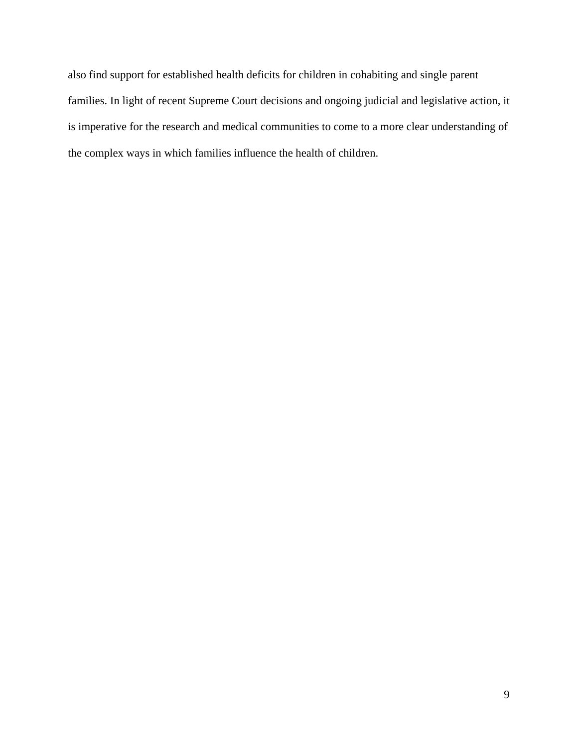also find support for established health deficits for children in cohabiting and single parent families. In light of recent Supreme Court decisions and ongoing judicial and legislative action, it is imperative for the research and medical communities to come to a more clear understanding of the complex ways in which families influence the health of children.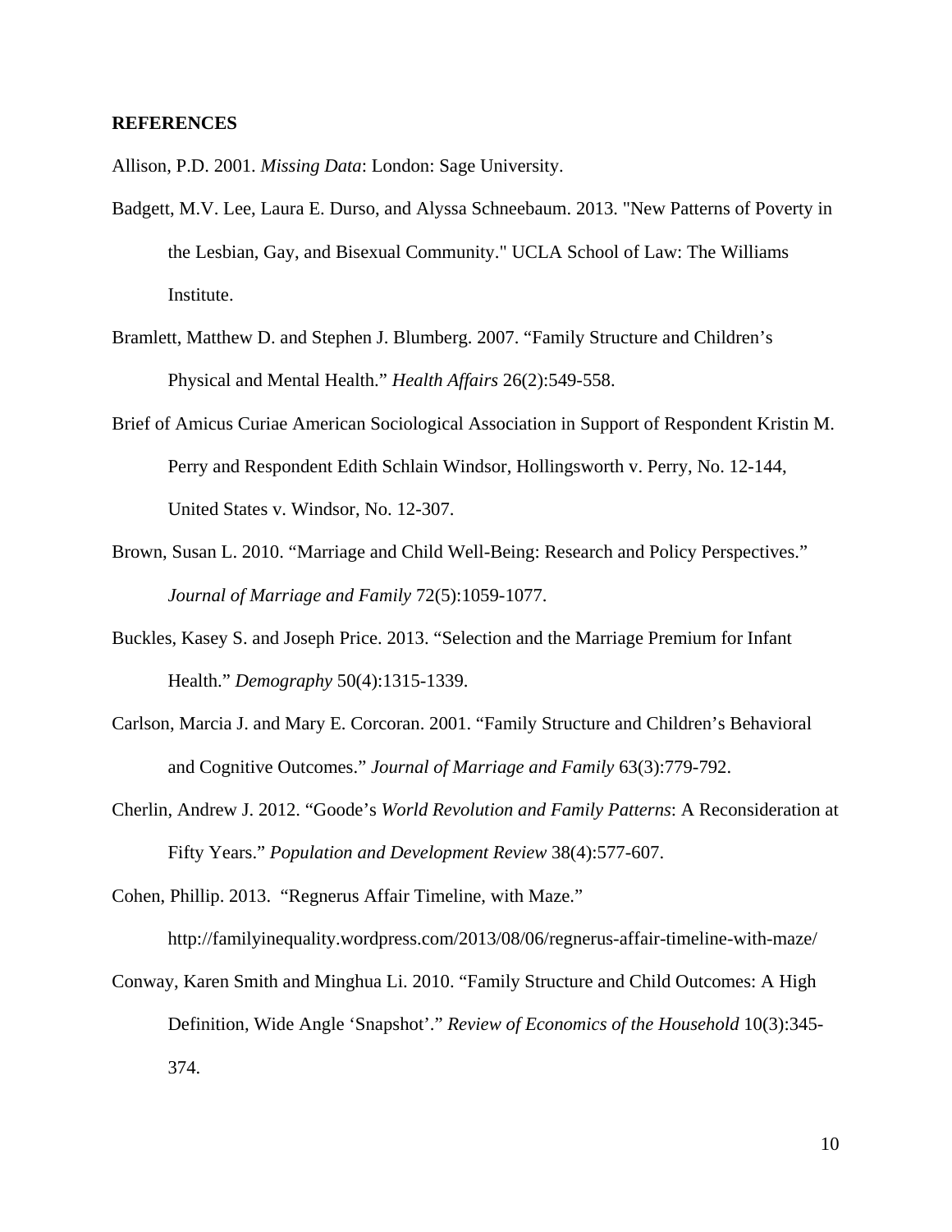**REFERENCES**

Allison, P.D. 2001. *Missing Data*: London: Sage University.

Badgett, M.V. Lee, Laura E. Durso, and Alyssa Schneebaum. 2013. "New Patterns of Poverty in the Lesbian, Gay, and Bisexual Community." UCLA School of Law: The Williams Institute.

Bramlett, Matthew D. and Stephen J. Blumberg. 2007. "Family Structure and Children's Physical and Mental Health." *Health Affairs* 26(2):549-558.

Brief of Amicus Curiae American Sociological Association in Support of Respondent Kristin M. Perry and Respondent Edith Schlain Windsor, Hollingsworth v. Perry, No. 12-144, United States v. Windsor, No. 12-307.

Brown, Susan L. 2010. "Marriage and Child Well-Being: Research and Policy Perspectives." *Journal of Marriage and Family* 72(5):1059-1077.

Buckles, Kasey S. and Joseph Price. 2013. "Selection and the Marriage Premium for Infant Health." *Demography* 50(4):1315-1339.

Carlson, Marcia J. and Mary E. Corcoran. 2001. "Family Structure and Children's Behavioral and Cognitive Outcomes." *Journal of Marriage and Family* 63(3):779-792.

Cherlin, Andrew J. 2012. "Goode's *World Revolution and Family Patterns*: A Reconsideration at Fifty Years." *Population and Development Review* 38(4):577-607.

Cohen, Phillip. 2013. "Regnerus Affair Timeline, with Maze." http://familyinequality.wordpress.com/2013/08/06/regnerus-affair-timeline-with-maze/

Conway, Karen Smith and Minghua Li. 2010. "Family Structure and Child Outcomes: A High Definition, Wide Angle 'Snapshot'." *Review of Economics of the Household* 10(3):345-374.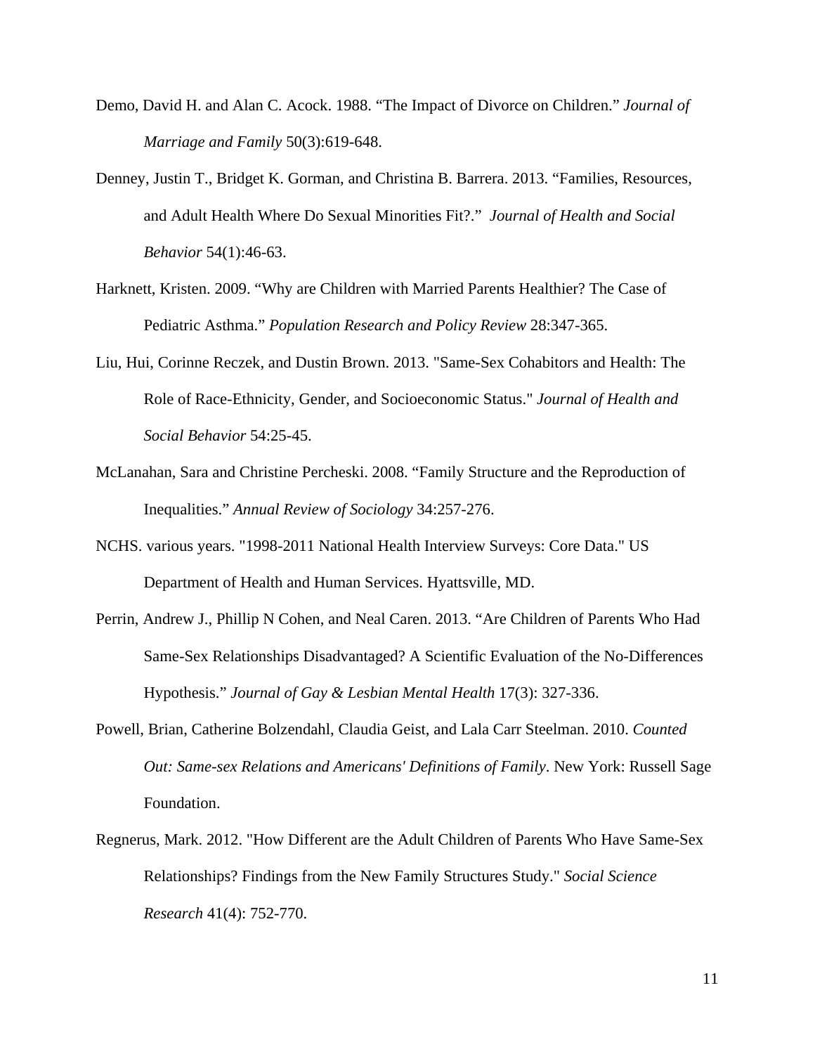Demo, David H. and Alan C. Acock. 1988. “The Impact of Divorce on Children.” *Journal of Marriage and Family* 50(3):619-648.

Denney, Justin T., Bridget K. Gorman, and Christina B. Barrera. 2013. “Families, Resources, and Adult Health Where Do Sexual Minorities Fit?.” *Journal of Health and Social Behavior* 54(1):46-63.

Harknett, Kristen. 2009. “Why are Children with Married Parents Healthier? The Case of Pediatric Asthma.” *Population Research and Policy Review* 28:347-365.

Liu, Hui, Corinne Reczek, and Dustin Brown. 2013. "Same-Sex Cohabitors and Health: The Role of Race-Ethnicity, Gender, and Socioeconomic Status." *Journal of Health and Social Behavior* 54:25-45.

McLanahan, Sara and Christine Percheski. 2008. “Family Structure and the Reproduction of Inequalities.” *Annual Review of Sociology* 34:257-276.

NCHS. various years. "1998-2011 National Health Interview Surveys: Core Data." US Department of Health and Human Services. Hyattsville, MD.

Perrin, Andrew J., Phillip N Cohen, and Neal Caren. 2013. “Are Children of Parents Who Had Same-Sex Relationships Disadvantaged? A Scientific Evaluation of the No-Differences Hypothesis.” *Journal of Gay & Lesbian Mental Health* 17(3): 327-336.

Powell, Brian, Catherine Bolzendahl, Claudia Geist, and Lala Carr Steelman. 2010. *Counted Out: Same-sex Relations and Americans' Definitions of Family*. New York: Russell Sage Foundation.

Regnerus, Mark. 2012. "How Different are the Adult Children of Parents Who Have Same-Sex Relationships? Findings from the New Family Structures Study." *Social Science Research* 41(4): 752-770.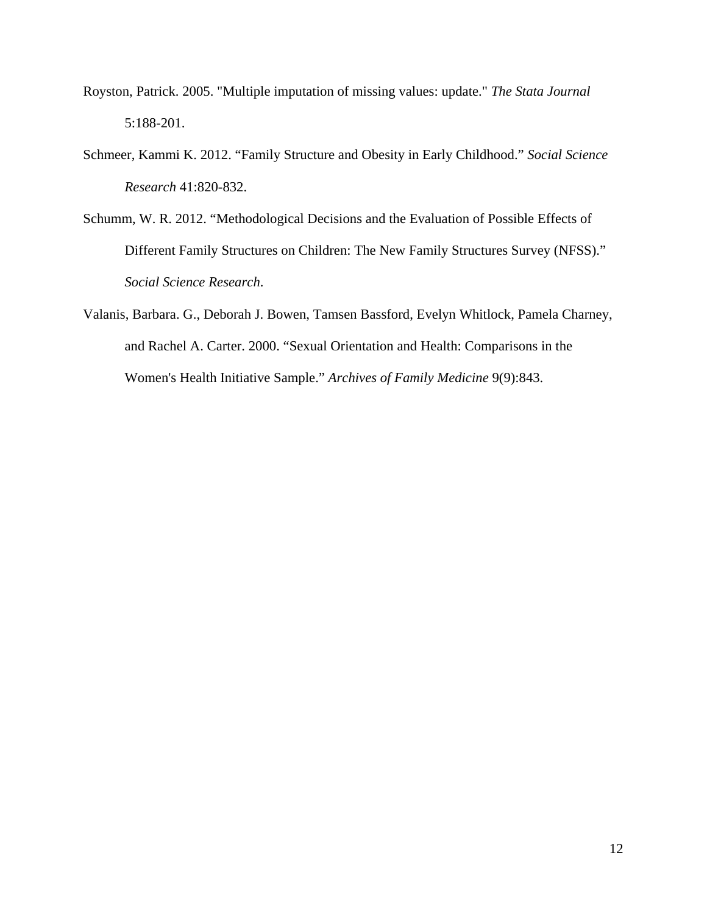Royston, Patrick. 2005. "Multiple imputation of missing values: update." *The Stata Journal* 5:188-201.

Schmeer, Kammi K. 2012. "Family Structure and Obesity in Early Childhood." *Social Science Research* 41:820-832.

Schumm, W. R. 2012. "Methodological Decisions and the Evaluation of Possible Effects of Different Family Structures on Children: The New Family Structures Survey (NFSS)." *Social Science Research*.

Valanis, Barbara. G., Deborah J. Bowen, Tamsen Bassford, Evelyn Whitlock, Pamela Charney, and Rachel A. Carter. 2000. "Sexual Orientation and Health: Comparisons in the Women's Health Initiative Sample." *Archives of Family Medicine* 9(9):843.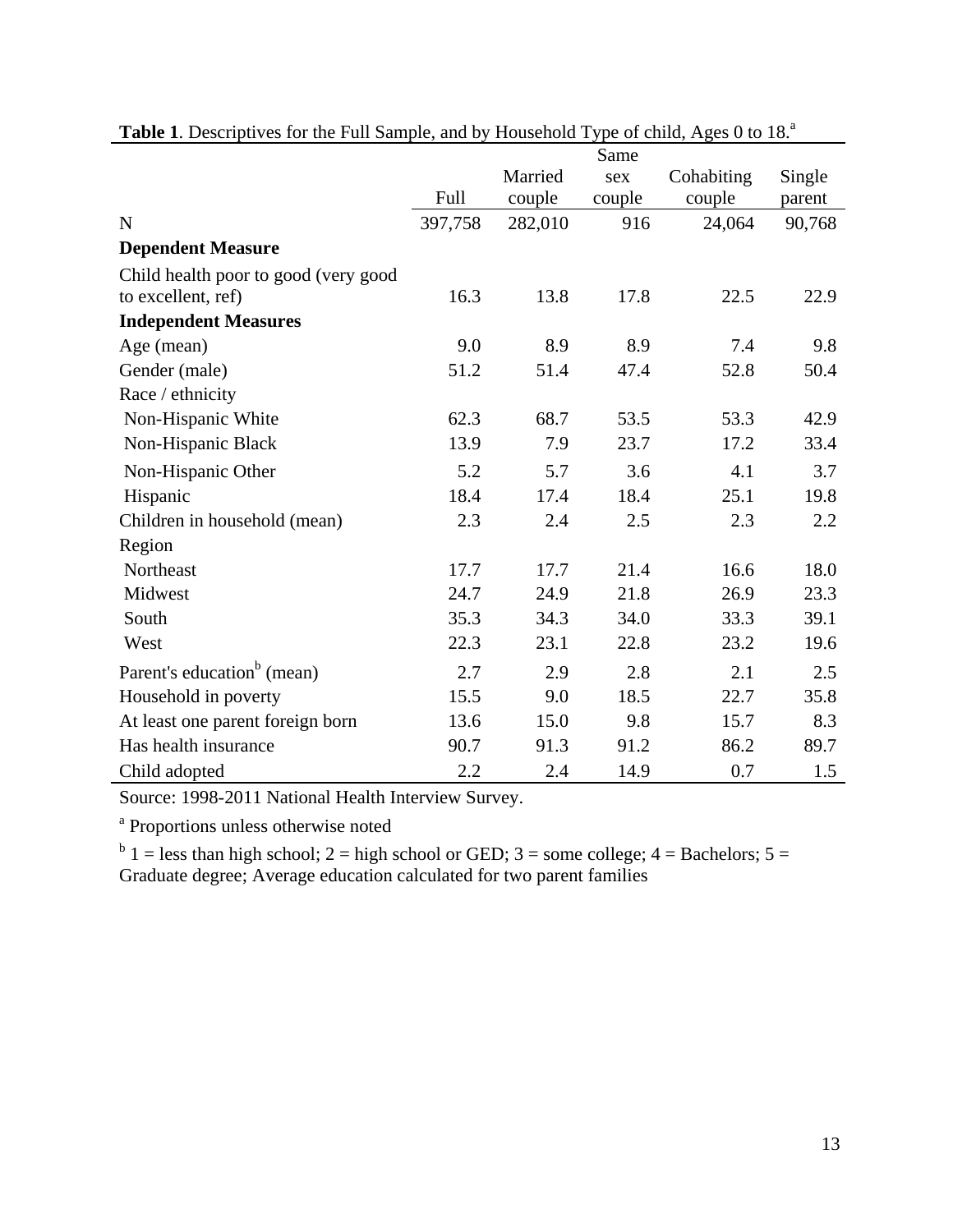**Table 1**. Descriptives for the Full Sample, and by Household Type of child, Ages 0 to 18.[a]

| | Full | Married couple | Same sex couple | Cohabiting couple | Single parent |
|---|---|---|---|---|---|
| N | 397,758 | 282,010 | 916 | 24,064 | 90,768 |
| **Dependent Measure** | | | | | |
| Child health poor to good (very good to excellent, ref) | 16.3 | 13.8 | 17.8 | 22.5 | 22.9 |
| **Independent Measures** | | | | | |
| Age (mean) | 9.0 | 8.9 | 8.9 | 7.4 | 9.8 |
| Gender (male) | 51.2 | 51.4 | 47.4 | 52.8 | 50.4 |
| Race / ethnicity | | | | | |
| Non-Hispanic White | 62.3 | 68.7 | 53.5 | 53.3 | 42.9 |
| Non-Hispanic Black | 13.9 | 7.9 | 23.7 | 17.2 | 33.4 |
| Non-Hispanic Other | 5.2 | 5.7 | 3.6 | 4.1 | 3.7 |
| Hispanic | 18.4 | 17.4 | 18.4 | 25.1 | 19.8 |
| Children in household (mean) | 2.3 | 2.4 | 2.5 | 2.3 | 2.2 |
| Region | | | | | |
| Northeast | 17.7 | 17.7 | 21.4 | 16.6 | 18.0 |
| Midwest | 24.7 | 24.9 | 21.8 | 26.9 | 23.3 |
| South | 35.3 | 34.3 | 34.0 | 33.3 | 39.1 |
| West | 22.3 | 23.1 | 22.8 | 23.2 | 19.6 |
| Parent's education[b] (mean) | 2.7 | 2.9 | 2.8 | 2.1 | 2.5 |
| Household in poverty | 15.5 | 9.0 | 18.5 | 22.7 | 35.8 |
| At least one parent foreign born | 13.6 | 15.0 | 9.8 | 15.7 | 8.3 |
| Has health insurance | 90.7 | 91.3 | 91.2 | 86.2 | 89.7 |
| Child adopted | 2.2 | 2.4 | 14.9 | 0.7 | 1.5 |

Source: 1998-2011 National Health Interview Survey.

[a] Proportions unless otherwise noted

[b] 1 = less than high school; 2 = high school or GED; 3 = some college; 4 = Bachelors; 5 = Graduate degree; Average education calculated for two parent families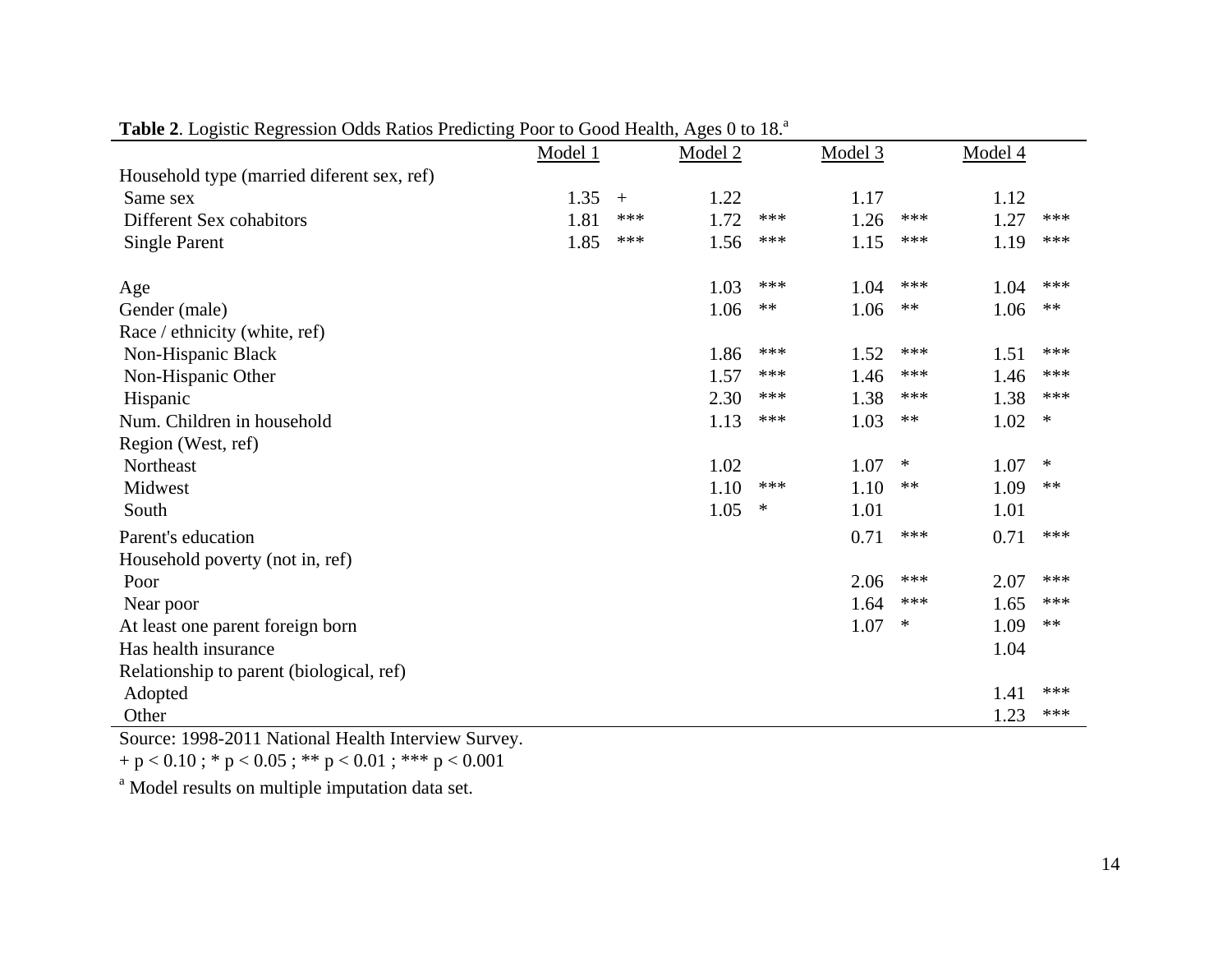**Table 2**. Logistic Regression Odds Ratios Predicting Poor to Good Health, Ages 0 to 18.[a]

| | Model 1 | | Model 2 | | Model 3 | | Model 4 | |
|---|---|---|---|---|---|---|---|---|
| Household type (married diferent sex, ref) | | | | | | | | |
| Same sex | 1.35 | + | 1.22 | | 1.17 | | 1.12 | |
| Different Sex cohabitors | 1.81 | *** | 1.72 | *** | 1.26 | *** | 1.27 | *** |
| Single Parent | 1.85 | *** | 1.56 | *** | 1.15 | *** | 1.19 | *** |
| Age | | | 1.03 | *** | 1.04 | *** | 1.04 | *** |
| Gender (male) | | | 1.06 | ** | 1.06 | ** | 1.06 | ** |
| Race / ethnicity (white, ref) | | | | | | | | |
| Non-Hispanic Black | | | 1.86 | *** | 1.52 | *** | 1.51 | *** |
| Non-Hispanic Other | | | 1.57 | *** | 1.46 | *** | 1.46 | *** |
| Hispanic | | | 2.30 | *** | 1.38 | *** | 1.38 | *** |
| Num. Children in household | | | 1.13 | *** | 1.03 | ** | 1.02 | * |
| Region (West, ref) | | | | | | | | |
| Northeast | | | 1.02 | | 1.07 | * | 1.07 | * |
| Midwest | | | 1.10 | *** | 1.10 | ** | 1.09 | ** |
| South | | | 1.05 | * | 1.01 | | 1.01 | |
| Parent's education | | | | | 0.71 | *** | 0.71 | *** |
| Household poverty (not in, ref) | | | | | | | | |
| Poor | | | | | 2.06 | *** | 2.07 | *** |
| Near poor | | | | | 1.64 | *** | 1.65 | *** |
| At least one parent foreign born | | | | | 1.07 | * | 1.09 | ** |
| Has health insurance | | | | | | | 1.04 | |
| Relationship to parent (biological, ref) | | | | | | | | |
| Adopted | | | | | | | 1.41 | *** |
| Other | | | | | | | 1.23 | *** |

Source: 1998-2011 National Health Interview Survey.

+ $p < 0.10$ ; * $p < 0.05$ ; ** $p < 0.01$ ; *** $p < 0.001$

[a] Model results on multiple imputation data set.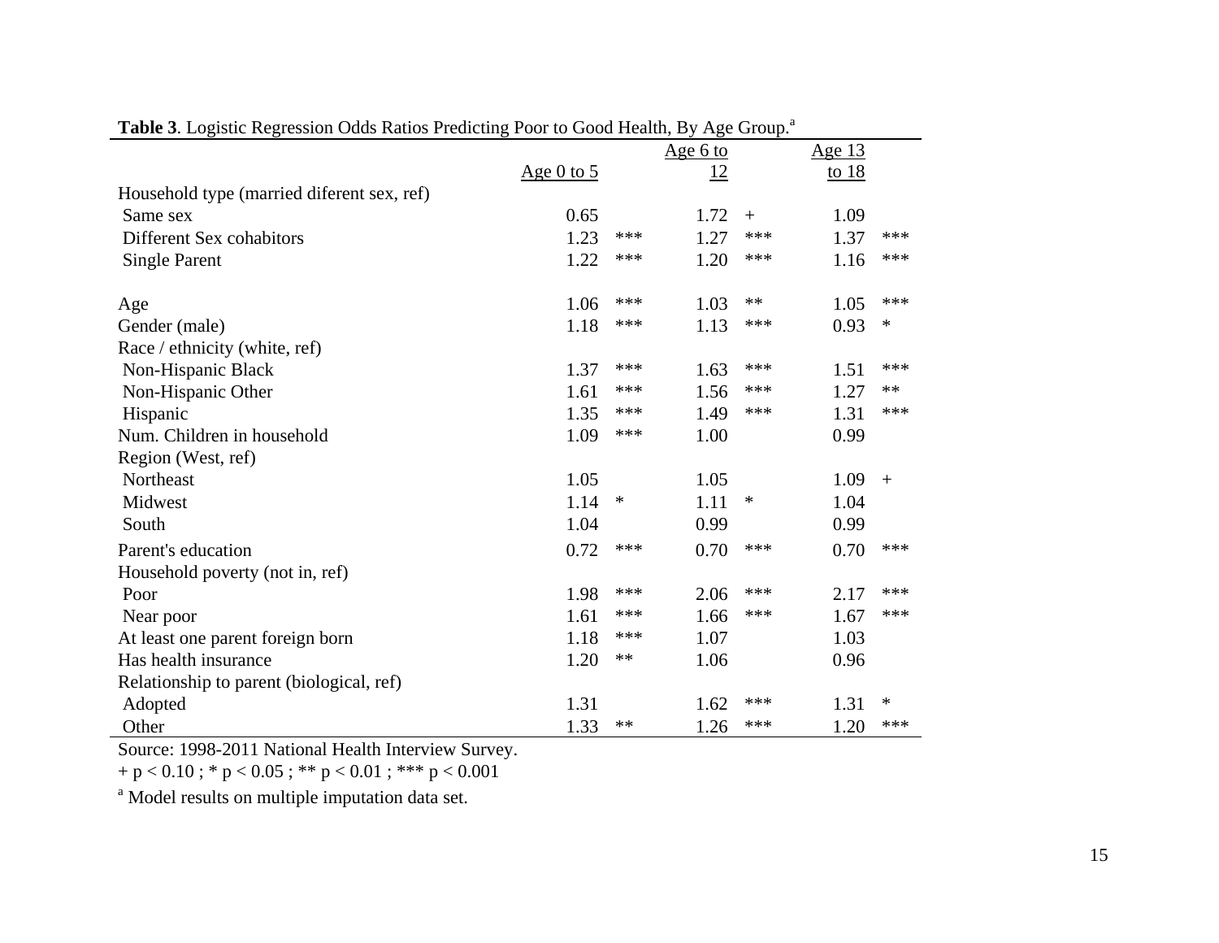**Table 3**. Logistic Regression Odds Ratios Predicting Poor to Good Health, By Age Group.[a]

| | Age 0 to 5 | | Age 6 to 12 | | Age 13 to 18 | |
|---|---|---|---|---|---|---|
| Household type (married diferent sex, ref) | | | | | | |
| Same sex | 0.65 | | 1.72 | + | 1.09 | |
| Different Sex cohabitors | 1.23 | *** | 1.27 | *** | 1.37 | *** |
| Single Parent | 1.22 | *** | 1.20 | *** | 1.16 | *** |
| Age | 1.06 | *** | 1.03 | ** | 1.05 | *** |
| Gender (male) | 1.18 | *** | 1.13 | *** | 0.93 | * |
| Race / ethnicity (white, ref) | | | | | | |
| Non-Hispanic Black | 1.37 | *** | 1.63 | *** | 1.51 | *** |
| Non-Hispanic Other | 1.61 | *** | 1.56 | *** | 1.27 | ** |
| Hispanic | 1.35 | *** | 1.49 | *** | 1.31 | *** |
| Num. Children in household | 1.09 | *** | 1.00 | | 0.99 | |
| Region (West, ref) | | | | | | |
| Northeast | 1.05 | | 1.05 | | 1.09 | + |
| Midwest | 1.14 | * | 1.11 | * | 1.04 | |
| South | 1.04 | | 0.99 | | 0.99 | |
| Parent's education | 0.72 | *** | 0.70 | *** | 0.70 | *** |
| Household poverty (not in, ref) | | | | | | |
| Poor | 1.98 | *** | 2.06 | *** | 2.17 | *** |
| Near poor | 1.61 | *** | 1.66 | *** | 1.67 | *** |
| At least one parent foreign born | 1.18 | *** | 1.07 | | 1.03 | |
| Has health insurance | 1.20 | ** | 1.06 | | 0.96 | |
| Relationship to parent (biological, ref) | | | | | | |
| Adopted | 1.31 | | 1.62 | *** | 1.31 | * |
| Other | 1.33 | ** | 1.26 | *** | 1.20 | *** |

Source: 1998-2011 National Health Interview Survey.

+ $p < 0.10$ ; * $p < 0.05$ ; ** $p < 0.01$ ; *** $p < 0.001$

[a] Model results on multiple imputation data set.